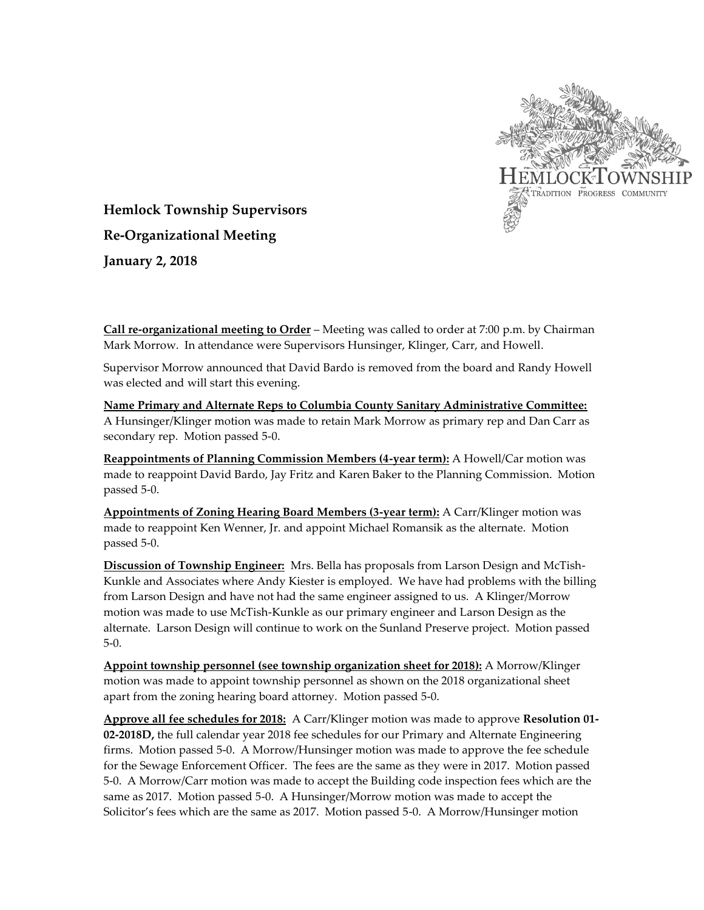HEMLOCK TOWNSHIP
TRADITION PROGRESS COMMUNITY

**Hemlock Township Supervisors**

**Re-Organizational Meeting**

**January 2, 2018**

**Call re-organizational meeting to Order** – Meeting was called to order at 7:00 p.m. by Chairman Mark Morrow. In attendance were Supervisors Hunsinger, Klinger, Carr, and Howell.

Supervisor Morrow announced that David Bardo is removed from the board and Randy Howell was elected and will start this evening.

**Name Primary and Alternate Reps to Columbia County Sanitary Administrative Committee:** A Hunsinger/Klinger motion was made to retain Mark Morrow as primary rep and Dan Carr as secondary rep. Motion passed 5-0.

**Reappointments of Planning Commission Members (4-year term):** A Howell/Car motion was made to reappoint David Bardo, Jay Fritz and Karen Baker to the Planning Commission. Motion passed 5-0.

**Appointments of Zoning Hearing Board Members (3-year term):** A Carr/Klinger motion was made to reappoint Ken Wenner, Jr. and appoint Michael Romansik as the alternate. Motion passed 5-0.

**Discussion of Township Engineer:** Mrs. Bella has proposals from Larson Design and McTish-Kunkle and Associates where Andy Kiester is employed. We have had problems with the billing from Larson Design and have not had the same engineer assigned to us. A Klinger/Morrow motion was made to use McTish-Kunkle as our primary engineer and Larson Design as the alternate. Larson Design will continue to work on the Sunland Preserve project. Motion passed 5-0.

**Appoint township personnel (see township organization sheet for 2018):** A Morrow/Klinger motion was made to appoint township personnel as shown on the 2018 organizational sheet apart from the zoning hearing board attorney. Motion passed 5-0.

**Approve all fee schedules for 2018:** A Carr/Klinger motion was made to approve **Resolution 01-02-2018D,** the full calendar year 2018 fee schedules for our Primary and Alternate Engineering firms. Motion passed 5-0. A Morrow/Hunsinger motion was made to approve the fee schedule for the Sewage Enforcement Officer. The fees are the same as they were in 2017. Motion passed 5-0. A Morrow/Carr motion was made to accept the Building code inspection fees which are the same as 2017. Motion passed 5-0. A Hunsinger/Morrow motion was made to accept the Solicitor's fees which are the same as 2017. Motion passed 5-0. A Morrow/Hunsinger motion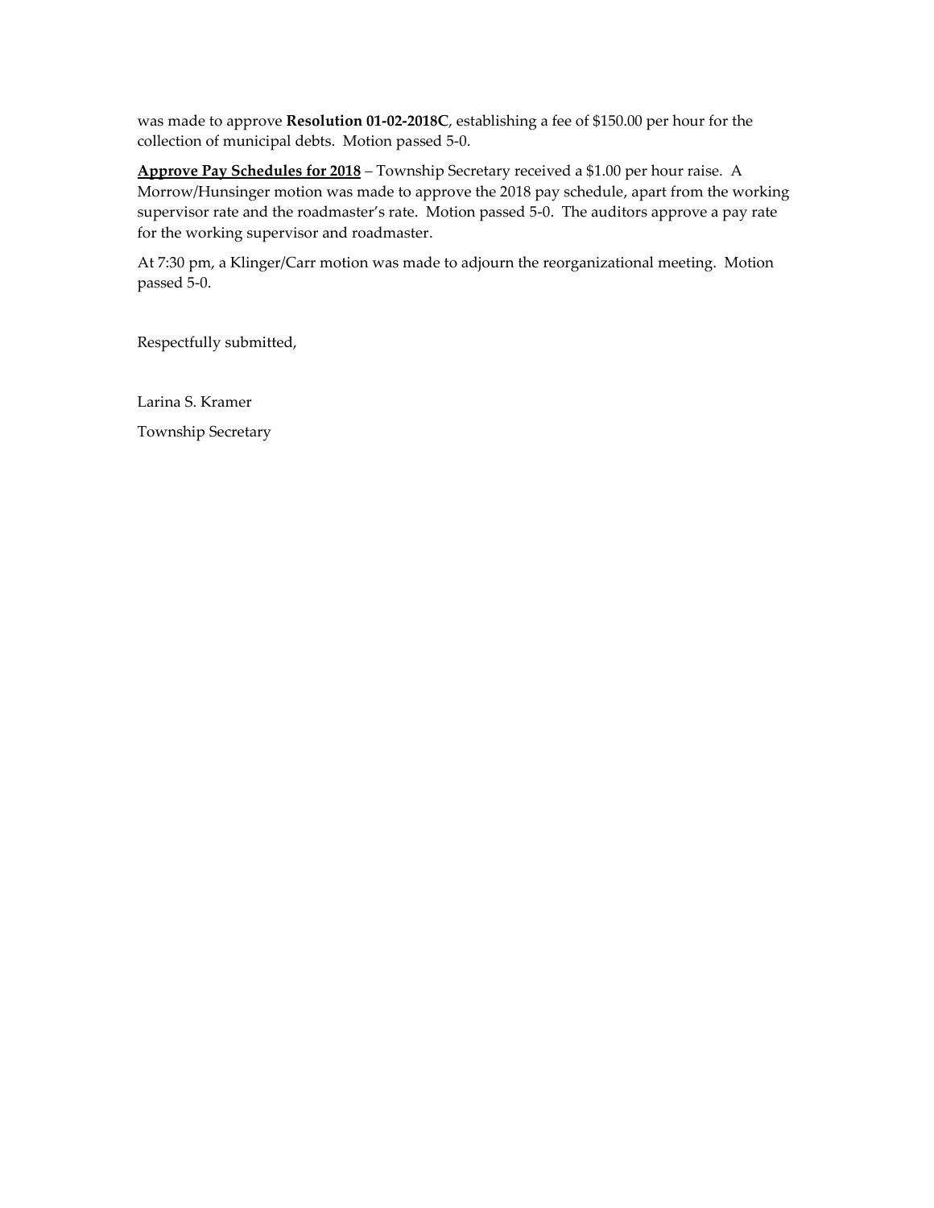was made to approve **Resolution 01-02-2018C**, establishing a fee of $150.00 per hour for the collection of municipal debts. Motion passed 5-0.

**<u>Approve Pay Schedules for 2018</u>** – Township Secretary received a $1.00 per hour raise. A Morrow/Hunsinger motion was made to approve the 2018 pay schedule, apart from the working supervisor rate and the roadmaster's rate. Motion passed 5-0. The auditors approve a pay rate for the working supervisor and roadmaster.

At 7:30 pm, a Klinger/Carr motion was made to adjourn the reorganizational meeting. Motion passed 5-0.

Respectfully submitted,

Larina S. Kramer

Township Secretary